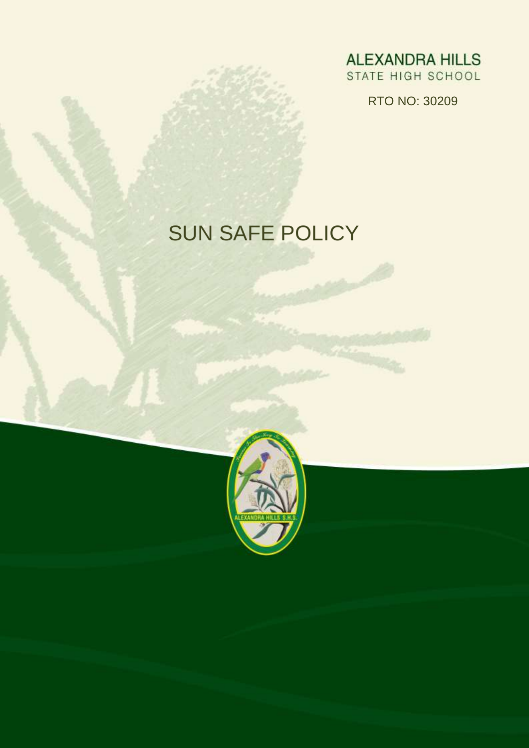ALEXANDRA HILLS
STATE HIGH SCHOOL

RTO NO: 30209

# SUN SAFE POLICY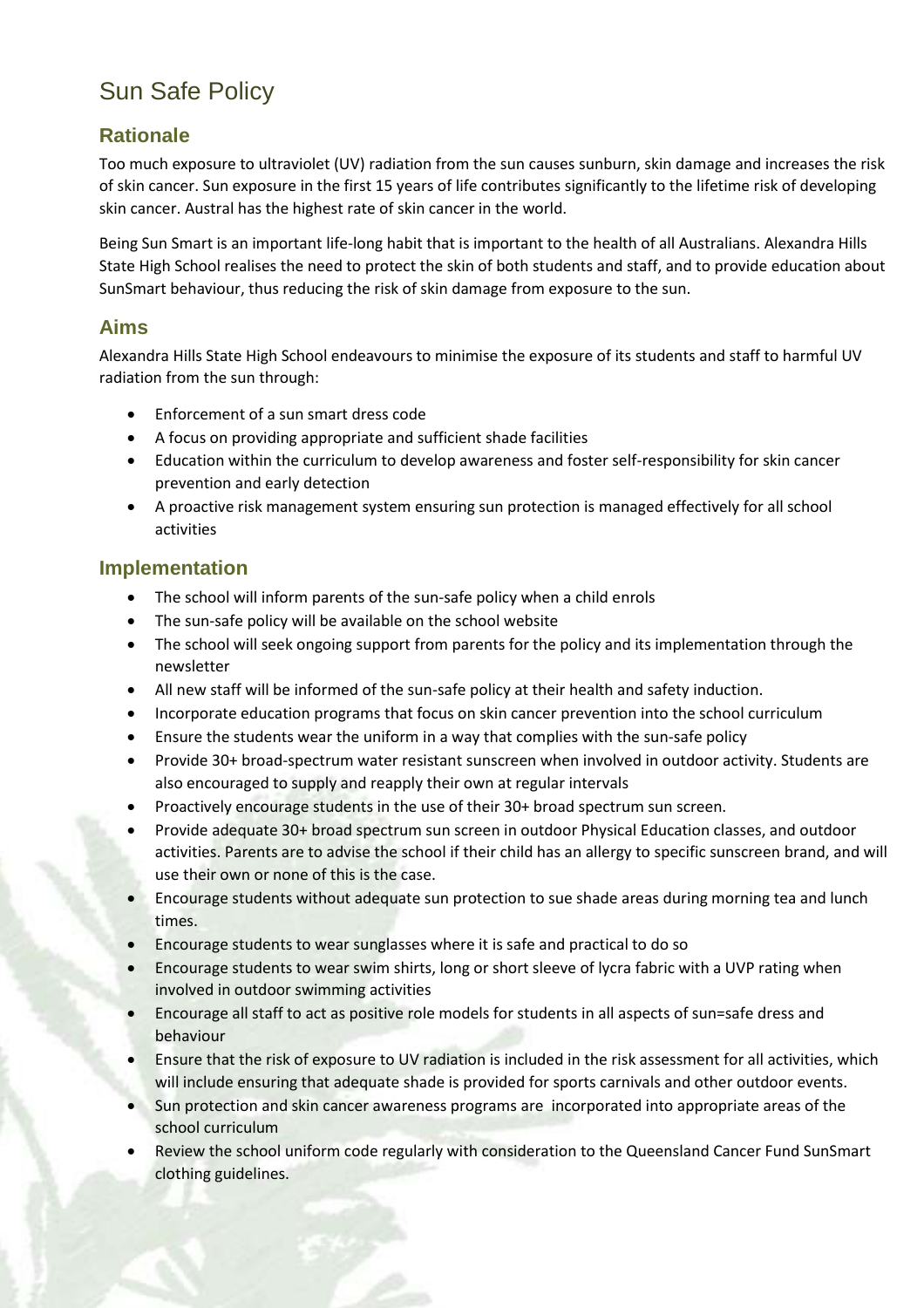# Sun Safe Policy

## Rationale

Too much exposure to ultraviolet (UV) radiation from the sun causes sunburn, skin damage and increases the risk of skin cancer. Sun exposure in the first 15 years of life contributes significantly to the lifetime risk of developing skin cancer. Austral has the highest rate of skin cancer in the world.

Being Sun Smart is an important life-long habit that is important to the health of all Australians. Alexandra Hills State High School realises the need to protect the skin of both students and staff, and to provide education about SunSmart behaviour, thus reducing the risk of skin damage from exposure to the sun.

## Aims

Alexandra Hills State High School endeavours to minimise the exposure of its students and staff to harmful UV radiation from the sun through:

- Enforcement of a sun smart dress code
- A focus on providing appropriate and sufficient shade facilities
- Education within the curriculum to develop awareness and foster self-responsibility for skin cancer prevention and early detection
- A proactive risk management system ensuring sun protection is managed effectively for all school activities

## Implementation

- The school will inform parents of the sun-safe policy when a child enrols
- The sun-safe policy will be available on the school website
- The school will seek ongoing support from parents for the policy and its implementation through the newsletter
- All new staff will be informed of the sun-safe policy at their health and safety induction.
- Incorporate education programs that focus on skin cancer prevention into the school curriculum
- Ensure the students wear the uniform in a way that complies with the sun-safe policy
- Provide 30+ broad-spectrum water resistant sunscreen when involved in outdoor activity. Students are also encouraged to supply and reapply their own at regular intervals
- Proactively encourage students in the use of their 30+ broad spectrum sun screen.
- Provide adequate 30+ broad spectrum sun screen in outdoor Physical Education classes, and outdoor activities. Parents are to advise the school if their child has an allergy to specific sunscreen brand, and will use their own or none of this is the case.
- Encourage students without adequate sun protection to sue shade areas during morning tea and lunch times.
- Encourage students to wear sunglasses where it is safe and practical to do so
- Encourage students to wear swim shirts, long or short sleeve of lycra fabric with a UVP rating when involved in outdoor swimming activities
- Encourage all staff to act as positive role models for students in all aspects of sun=safe dress and behaviour
- Ensure that the risk of exposure to UV radiation is included in the risk assessment for all activities, which will include ensuring that adequate shade is provided for sports carnivals and other outdoor events.
- Sun protection and skin cancer awareness programs are incorporated into appropriate areas of the school curriculum
- Review the school uniform code regularly with consideration to the Queensland Cancer Fund SunSmart clothing guidelines.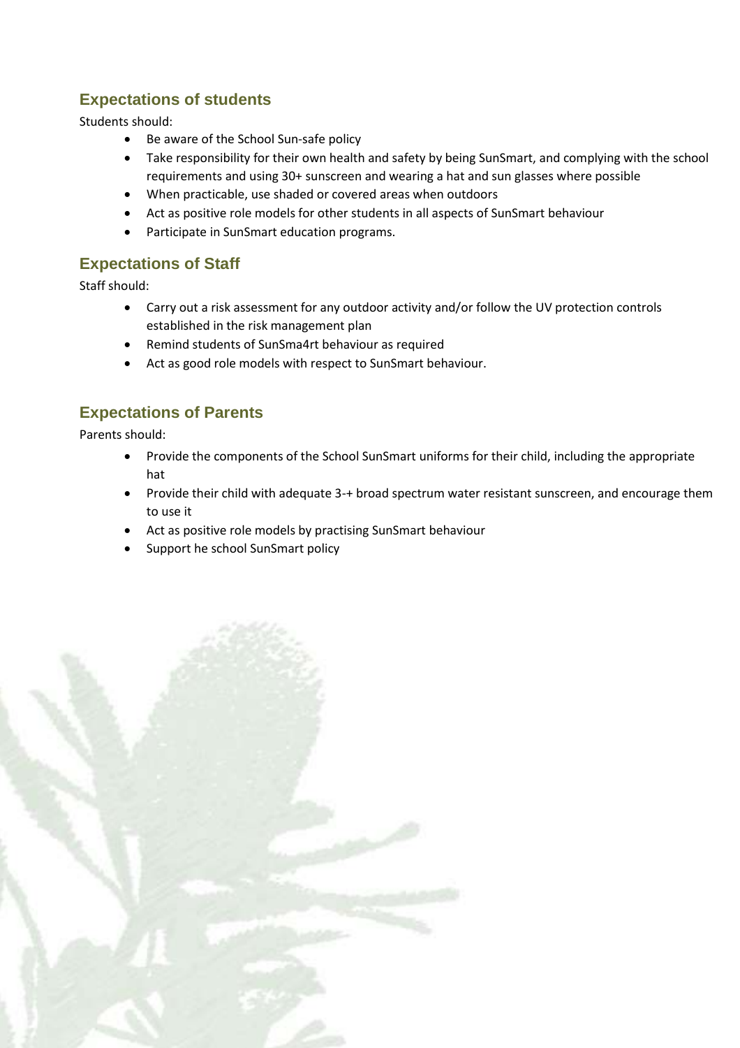## Expectations of students

Students should:

- Be aware of the School Sun-safe policy
- Take responsibility for their own health and safety by being SunSmart, and complying with the school requirements and using 30+ sunscreen and wearing a hat and sun glasses where possible
- When practicable, use shaded or covered areas when outdoors
- Act as positive role models for other students in all aspects of SunSmart behaviour
- Participate in SunSmart education programs.

## Expectations of Staff

Staff should:

- Carry out a risk assessment for any outdoor activity and/or follow the UV protection controls established in the risk management plan
- Remind students of SunSma4rt behaviour as required
- Act as good role models with respect to SunSmart behaviour.

## Expectations of Parents

Parents should:

- Provide the components of the School SunSmart uniforms for their child, including the appropriate hat
- Provide their child with adequate 3-+ broad spectrum water resistant sunscreen, and encourage them to use it
- Act as positive role models by practising SunSmart behaviour
- Support he school SunSmart policy